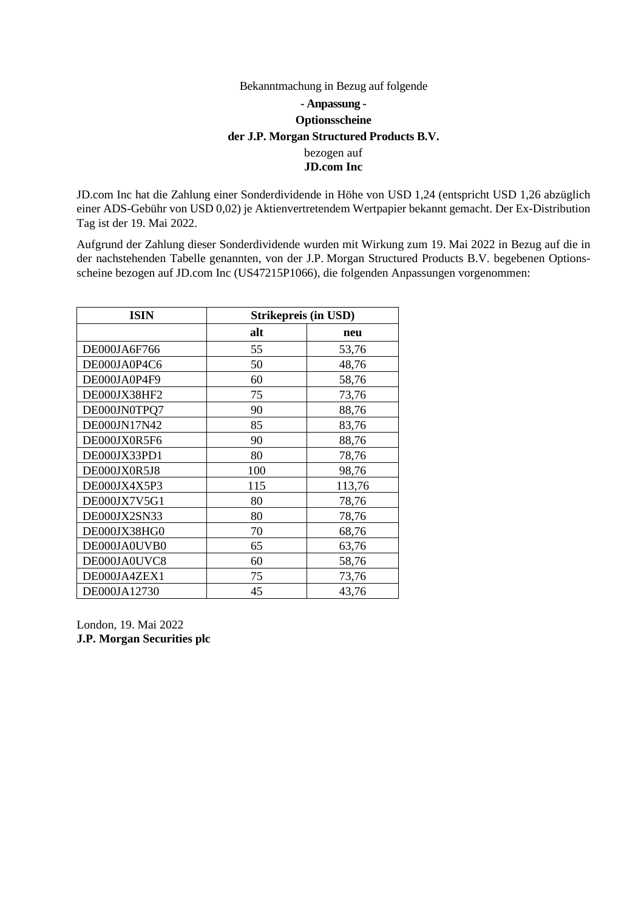Bekanntmachung in Bezug auf folgende

**- Anpassung -**

**Optionsscheine**

**der J.P. Morgan Structured Products B.V.**

bezogen auf

**JD.com Inc**

JD.com Inc hat die Zahlung einer Sonderdividende in Höhe von USD 1,24 (entspricht USD 1,26 abzüglich einer ADS-Gebühr von USD 0,02) je Aktienvertretendem Wertpapier bekannt gemacht. Der Ex-Distribution Tag ist der 19. Mai 2022.

Aufgrund der Zahlung dieser Sonderdividende wurden mit Wirkung zum 19. Mai 2022 in Bezug auf die in der nachstehenden Tabelle genannten, von der J.P. Morgan Structured Products B.V. begebenen Optionsscheine bezogen auf JD.com Inc (US47215P1066), die folgenden Anpassungen vorgenommen:

| ISIN | Strikepreis (in USD) | |
|---|---|---|
| | alt | neu |
| DE000JA6F766 | 55 | 53,76 |
| DE000JA0P4C6 | 50 | 48,76 |
| DE000JA0P4F9 | 60 | 58,76 |
| DE000JX38HF2 | 75 | 73,76 |
| DE000JN0TPQ7 | 90 | 88,76 |
| DE000JN17N42 | 85 | 83,76 |
| DE000JX0R5F6 | 90 | 88,76 |
| DE000JX33PD1 | 80 | 78,76 |
| DE000JX0R5J8 | 100 | 98,76 |
| DE000JX4X5P3 | 115 | 113,76 |
| DE000JX7V5G1 | 80 | 78,76 |
| DE000JX2SN33 | 80 | 78,76 |
| DE000JX38HG0 | 70 | 68,76 |
| DE000JA0UVB0 | 65 | 63,76 |
| DE000JA0UVC8 | 60 | 58,76 |
| DE000JA4ZEX1 | 75 | 73,76 |
| DE000JA12730 | 45 | 43,76 |

London, 19. Mai 2022

**J.P. Morgan Securities plc**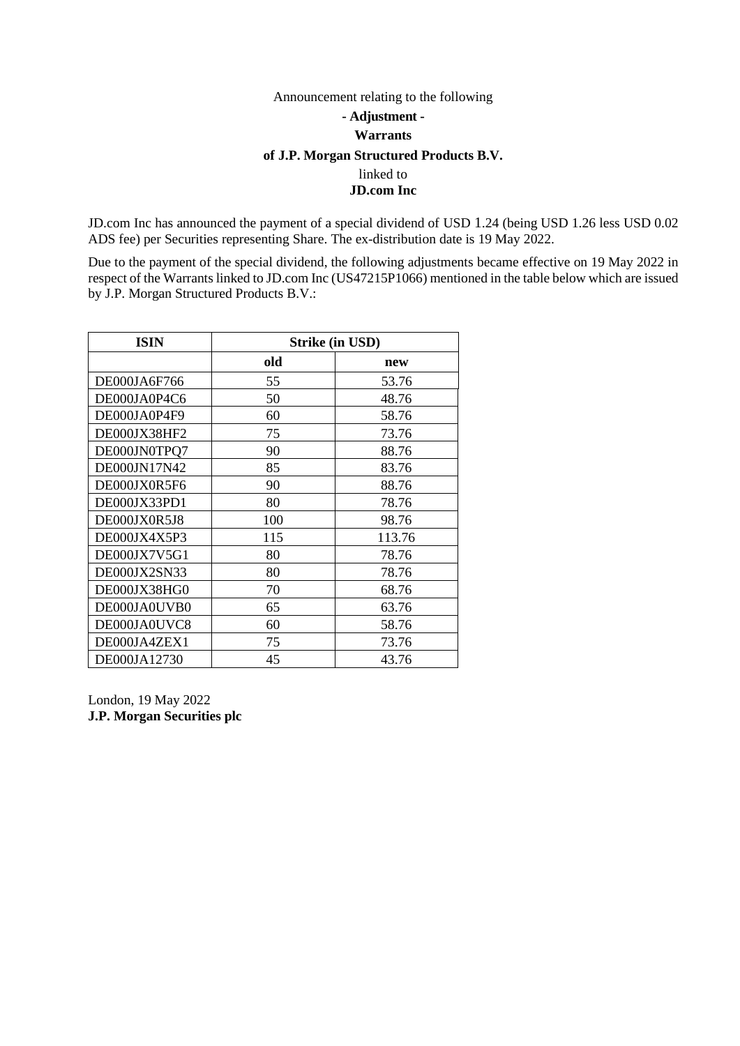Announcement relating to the following

**- Adjustment -**

**Warrants**

**of J.P. Morgan Structured Products B.V.**

linked to

**JD.com Inc**

JD.com Inc has announced the payment of a special dividend of USD 1.24 (being USD 1.26 less USD 0.02 ADS fee) per Securities representing Share. The ex-distribution date is 19 May 2022.

Due to the payment of the special dividend, the following adjustments became effective on 19 May 2022 in respect of the Warrants linked to JD.com Inc (US47215P1066) mentioned in the table below which are issued by J.P. Morgan Structured Products B.V.:

| ISIN | Strike (in USD) | |
|---|---|---|
| | old | new |
| DE000JA6F766 | 55 | 53.76 |
| DE000JA0P4C6 | 50 | 48.76 |
| DE000JA0P4F9 | 60 | 58.76 |
| DE000JX38HF2 | 75 | 73.76 |
| DE000JN0TPQ7 | 90 | 88.76 |
| DE000JN17N42 | 85 | 83.76 |
| DE000JX0R5F6 | 90 | 88.76 |
| DE000JX33PD1 | 80 | 78.76 |
| DE000JX0R5J8 | 100 | 98.76 |
| DE000JX4X5P3 | 115 | 113.76 |
| DE000JX7V5G1 | 80 | 78.76 |
| DE000JX2SN33 | 80 | 78.76 |
| DE000JX38HG0 | 70 | 68.76 |
| DE000JA0UVB0 | 65 | 63.76 |
| DE000JA0UVC8 | 60 | 58.76 |
| DE000JA4ZEX1 | 75 | 73.76 |
| DE000JA12730 | 45 | 43.76 |

London, 19 May 2022

**J.P. Morgan Securities plc**